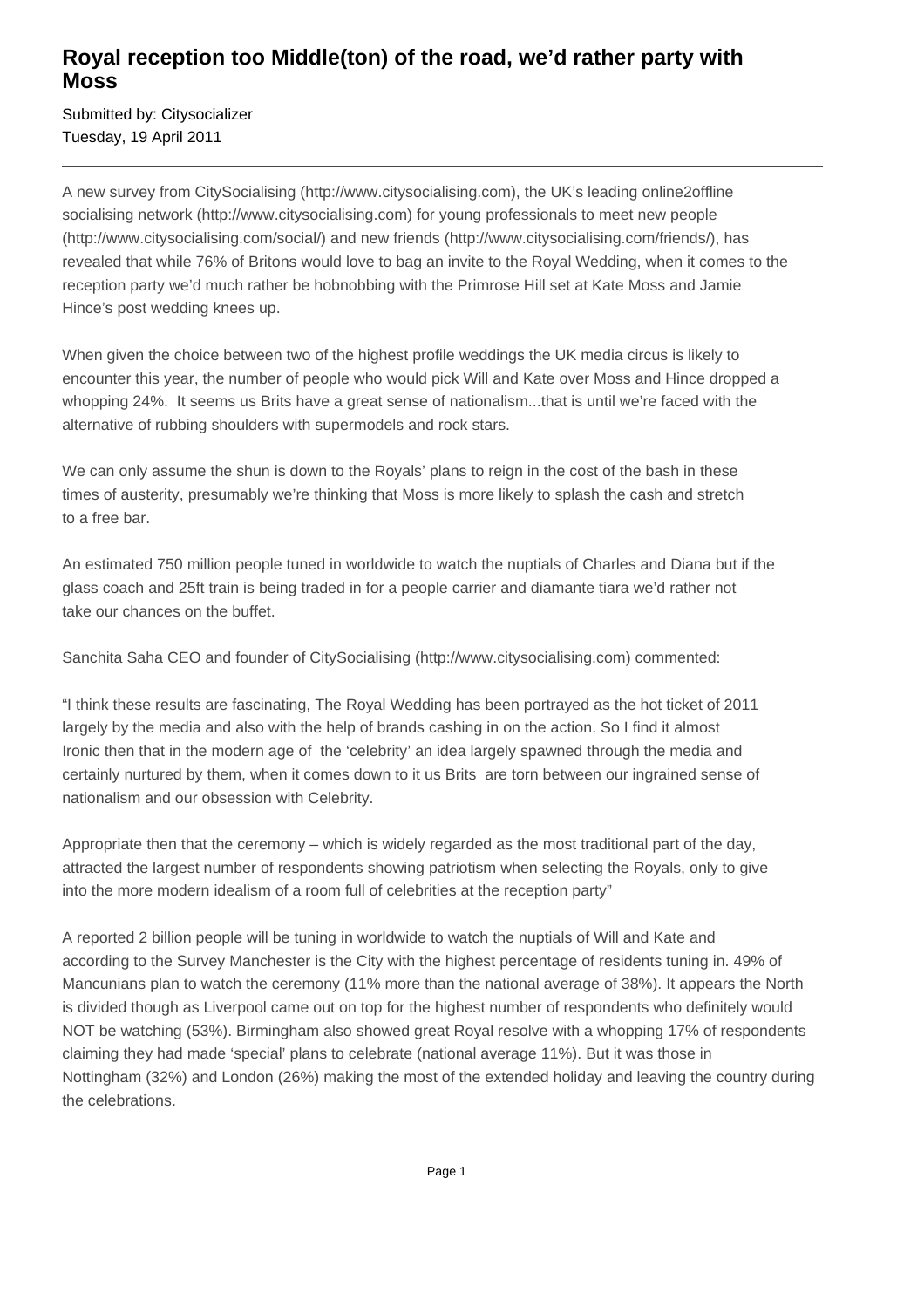# Royal reception too Middle(ton) of the road, we'd rather party with Moss

Submitted by: Citysocializer
Tuesday, 19 April 2011

---

A new survey from CitySocialising (http://www.citysocialising.com), the UK's leading online2offline socialising network (http://www.citysocialising.com) for young professionals to meet new people (http://www.citysocialising.com/social/) and new friends (http://www.citysocialising.com/friends/), has revealed that while 76% of Britons would love to bag an invite to the Royal Wedding, when it comes to the reception party we'd much rather be hobnobbing with the Primrose Hill set at Kate Moss and Jamie Hince's post wedding knees up.

When given the choice between two of the highest profile weddings the UK media circus is likely to encounter this year, the number of people who would pick Will and Kate over Moss and Hince dropped a whopping 24%. It seems us Brits have a great sense of nationalism...that is until we're faced with the alternative of rubbing shoulders with supermodels and rock stars.

We can only assume the shun is down to the Royals' plans to reign in the cost of the bash in these times of austerity, presumably we're thinking that Moss is more likely to splash the cash and stretch to a free bar.

An estimated 750 million people tuned in worldwide to watch the nuptials of Charles and Diana but if the glass coach and 25ft train is being traded in for a people carrier and diamante tiara we'd rather not take our chances on the buffet.

Sanchita Saha CEO and founder of CitySocialising (http://www.citysocialising.com) commented:

"I think these results are fascinating, The Royal Wedding has been portrayed as the hot ticket of 2011 largely by the media and also with the help of brands cashing in on the action. So I find it almost Ironic then that in the modern age of the 'celebrity' an idea largely spawned through the media and certainly nurtured by them, when it comes down to it us Brits are torn between our ingrained sense of nationalism and our obsession with Celebrity.

Appropriate then that the ceremony – which is widely regarded as the most traditional part of the day, attracted the largest number of respondents showing patriotism when selecting the Royals, only to give into the more modern idealism of a room full of celebrities at the reception party"

A reported 2 billion people will be tuning in worldwide to watch the nuptials of Will and Kate and according to the Survey Manchester is the City with the highest percentage of residents tuning in. 49% of Mancunians plan to watch the ceremony (11% more than the national average of 38%). It appears the North is divided though as Liverpool came out on top for the highest number of respondents who definitely would NOT be watching (53%). Birmingham also showed great Royal resolve with a whopping 17% of respondents claiming they had made 'special' plans to celebrate (national average 11%). But it was those in Nottingham (32%) and London (26%) making the most of the extended holiday and leaving the country during the celebrations.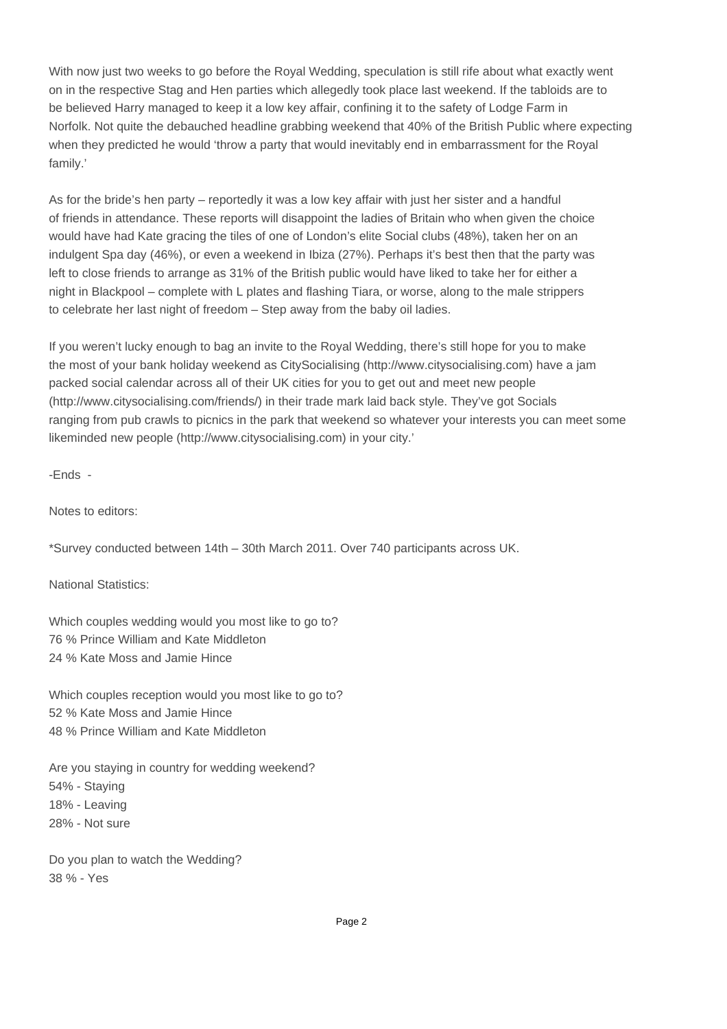With now just two weeks to go before the Royal Wedding, speculation is still rife about what exactly went on in the respective Stag and Hen parties which allegedly took place last weekend. If the tabloids are to be believed Harry managed to keep it a low key affair, confining it to the safety of Lodge Farm in Norfolk. Not quite the debauched headline grabbing weekend that 40% of the British Public where expecting when they predicted he would 'throw a party that would inevitably end in embarrassment for the Royal family.'

As for the bride's hen party – reportedly it was a low key affair with just her sister and a handful of friends in attendance. These reports will disappoint the ladies of Britain who when given the choice would have had Kate gracing the tiles of one of London's elite Social clubs (48%), taken her on an indulgent Spa day (46%), or even a weekend in Ibiza (27%). Perhaps it's best then that the party was left to close friends to arrange as 31% of the British public would have liked to take her for either a night in Blackpool – complete with L plates and flashing Tiara, or worse, along to the male strippers to celebrate her last night of freedom – Step away from the baby oil ladies.

If you weren't lucky enough to bag an invite to the Royal Wedding, there's still hope for you to make the most of your bank holiday weekend as CitySocialising (http://www.citysocialising.com) have a jam packed social calendar across all of their UK cities for you to get out and meet new people (http://www.citysocialising.com/friends/) in their trade mark laid back style. They've got Socials ranging from pub crawls to picnics in the park that weekend so whatever your interests you can meet some likeminded new people (http://www.citysocialising.com) in your city.'

-Ends -

Notes to editors:

*Survey conducted between 14th – 30th March 2011. Over 740 participants across UK.

National Statistics:

Which couples wedding would you most like to go to?
76 % Prince William and Kate Middleton
24 % Kate Moss and Jamie Hince

Which couples reception would you most like to go to?
52 % Kate Moss and Jamie Hince
48 % Prince William and Kate Middleton

Are you staying in country for wedding weekend?
54% - Staying
18% - Leaving
28% - Not sure

Do you plan to watch the Wedding?
38 % - Yes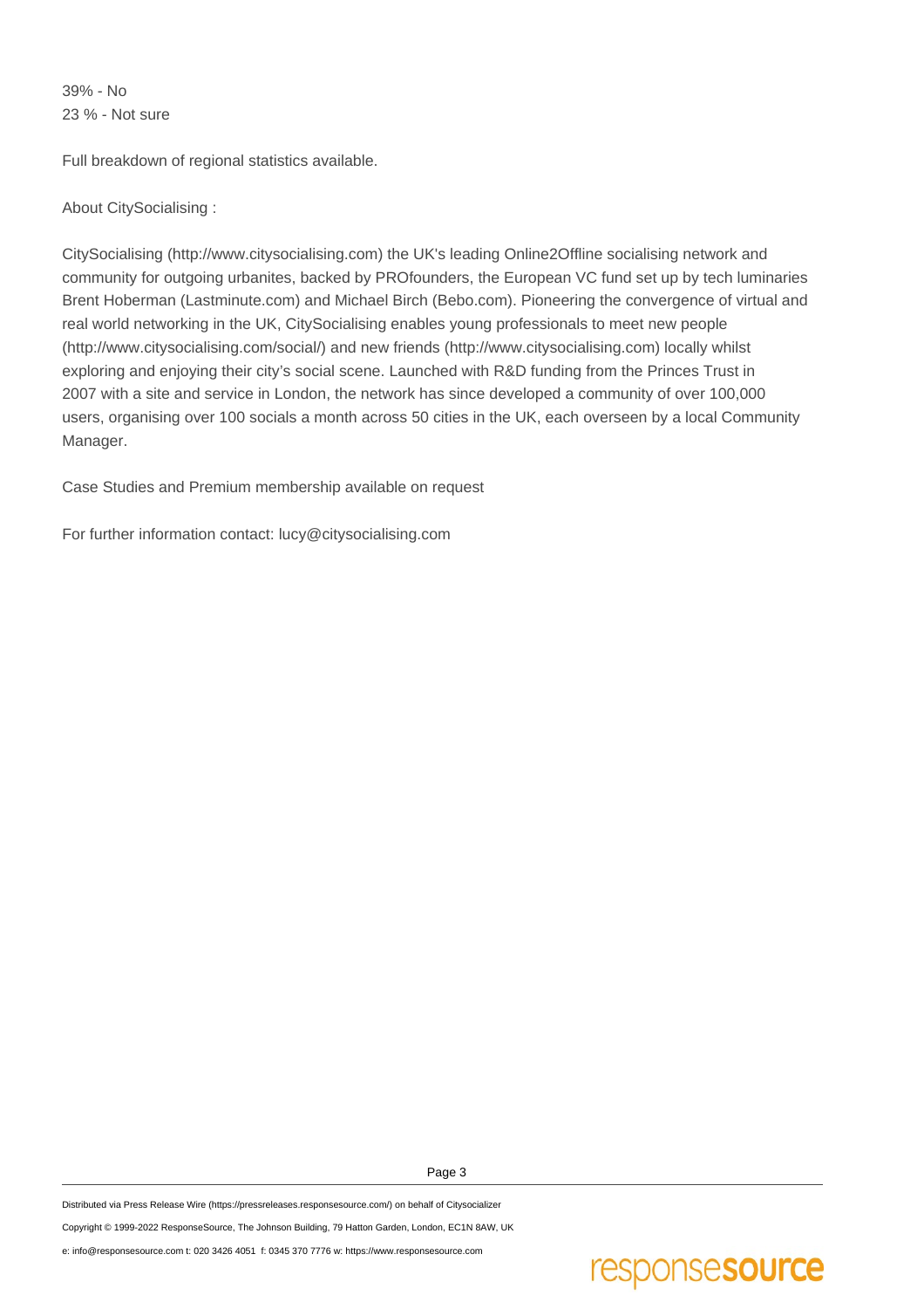39% - No
23 % - Not sure

Full breakdown of regional statistics available.

About CitySocialising :

CitySocialising (http://www.citysocialising.com) the UK's leading Online2Offline socialising network and community for outgoing urbanites, backed by PROfounders, the European VC fund set up by tech luminaries Brent Hoberman (Lastminute.com) and Michael Birch (Bebo.com). Pioneering the convergence of virtual and real world networking in the UK, CitySocialising enables young professionals to meet new people (http://www.citysocialising.com/social/) and new friends (http://www.citysocialising.com) locally whilst exploring and enjoying their city's social scene. Launched with R&D funding from the Princes Trust in 2007 with a site and service in London, the network has since developed a community of over 100,000 users, organising over 100 socials a month across 50 cities in the UK, each overseen by a local Community Manager.

Case Studies and Premium membership available on request

For further information contact: lucy@citysocialising.com